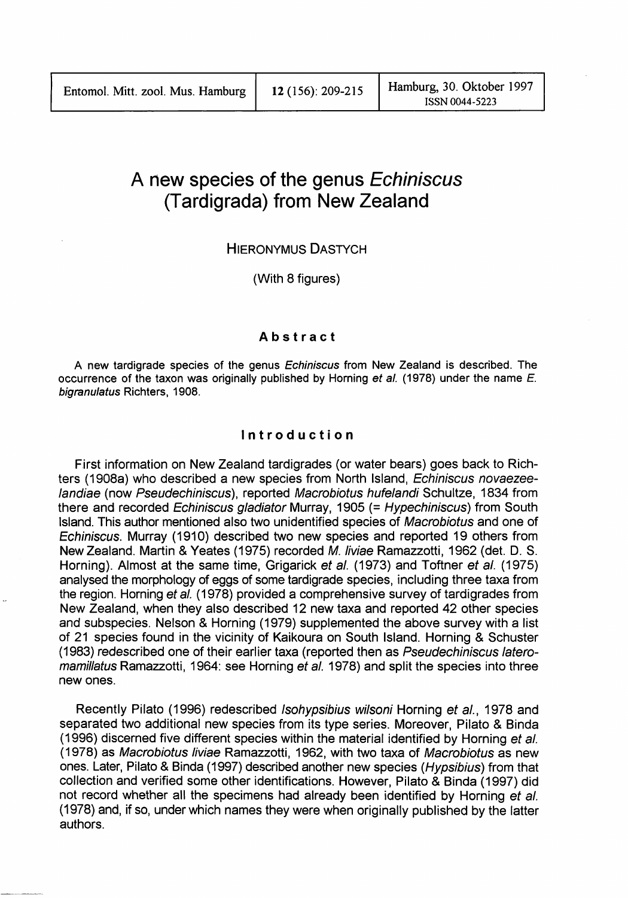# A new species of the genus *Echiniscus* (Tardigrada) from New Zealand

HIERONYMUS DASTYCH

(With 8 figures)

## Abstract

A new tardigrade species of the genus *Echiniscus* from New Zealand is described. The occurrence of the taxon was originally published by Horning *et al.* (1978) under the name *E. bigranulatus* Richters, 1908.

## Introduction

First information on New Zealand tardigrades (or water bears) goes back to Richters (1908a) who described a new species from North Island, *Echiniscus novaezeelandiae* (now *Pseudechiniscus*), reported *Macrobiotus hufelandi* Schultze, 1834 from there and recorded *Echiniscus gladiator* Murray, 1905 (= *Hypechiniscus*) from South Island. This author mentioned also two unidentified species of *Macrobiotus* and one of *Echiniscus*. Murray (1910) described two new species and reported 19 others from New Zealand. Martin & Yeates (1975) recorded *M. liviae* Ramazzotti, 1962 (det. D. S. Horning). Almost at the same time, Grigarick *et al.* (1973) and Toftner *et al.* (1975) analysed the morphology of eggs of some tardigrade species, including three taxa from the region. Horning *et al.* (1978) provided a comprehensive survey of tardigrades from New Zealand, when they also described 12 new taxa and reported 42 other species and subspecies. Nelson & Horning (1979) supplemented the above survey with a list of 21 species found in the vicinity of Kaikoura on South Island. Horning & Schuster (1983) redescribed one of their earlier taxa (reported then as *Pseudechiniscus lateromamillatus* Ramazzotti, 1964: see Horning *et al.* 1978) and split the species into three new ones.

Recently Pilato (1996) redescribed *Isohypsibius wilsoni* Horning *et al.*, 1978 and separated two additional new species from its type series. Moreover, Pilato & Binda (1996) discerned five different species within the material identified by Horning *et al.* (1978) as *Macrobiotus liviae* Ramazzotti, 1962, with two taxa of *Macrobiotus* as new ones. Later, Pilato & Binda (1997) described another new species (*Hypsibius*) from that collection and verified some other identifications. However, Pilato & Binda (1997) did not record whether all the specimens had already been identified by Horning *et al.* (1978) and, if so, under which names they were when originally published by the latter authors.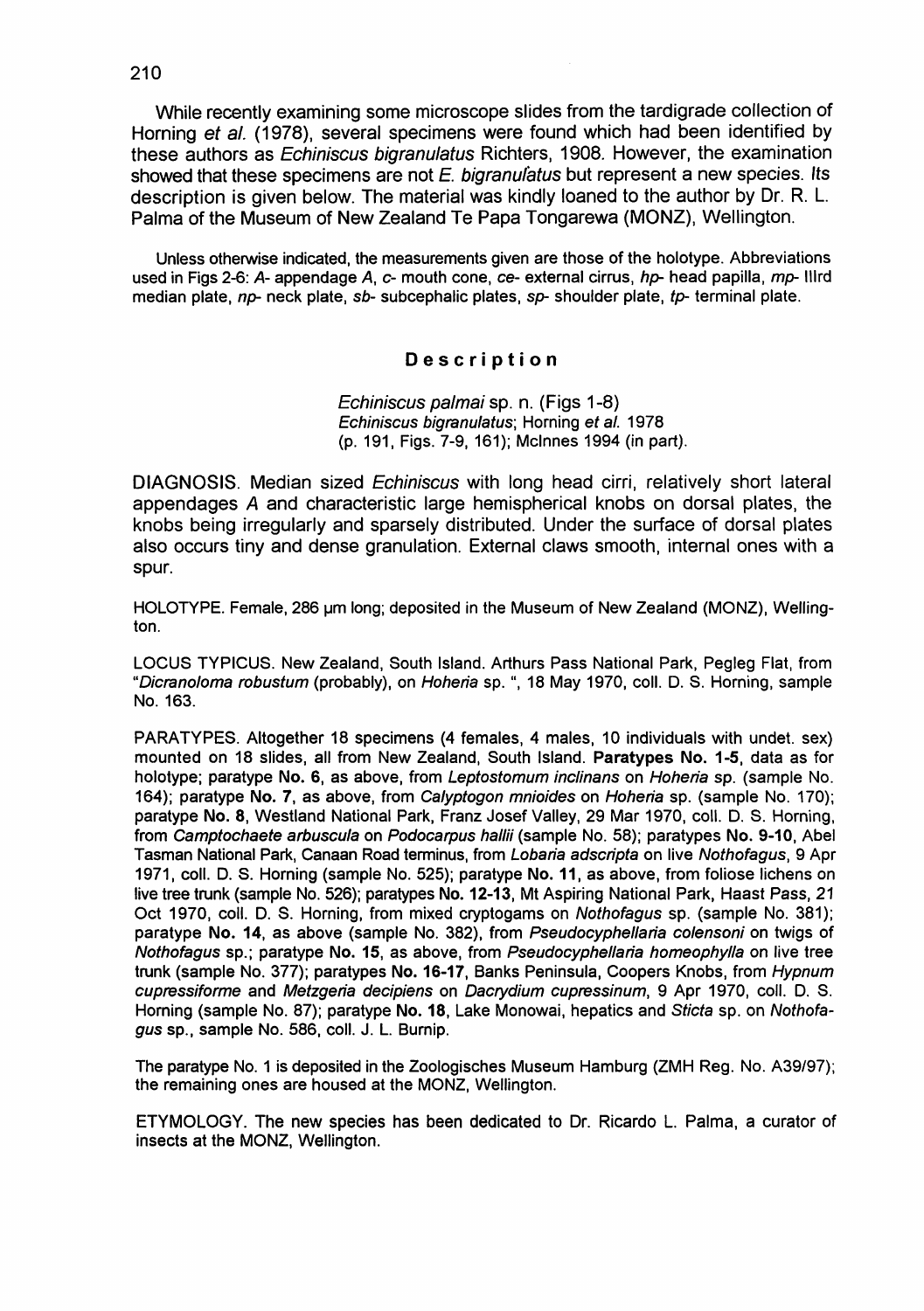While recently examining some microscope slides from the tardigrade collection of Horning *et al.* (1978), several specimens were found which had been identified by these authors as *Echiniscus bigranulatus* Richters, 1908. However, the examination showed that these specimens are not *E. bigranulatus* but represent a new species. Its description is given below. The material was kindly loaned to the author by Dr. R. L. Palma of the Museum of New Zealand Te Papa Tongarewa (MONZ), Wellington.

Unless otherwise indicated, the measurements given are those of the holotype. Abbreviations used in Figs 2-6: *A*- appendage *A*, *c*- mouth cone, *ce*- external cirrus, *hp*- head papilla, *mp*- IIIrd median plate, *np*- neck plate, *sb*- subcephalic plates, *sp*- shoulder plate, *tp*- terminal plate.

## Description

*Echiniscus palmai* sp. n. (Figs 1-8)
*Echiniscus bigranulatus*; Horning *et al.* 1978
(p. 191, Figs. 7-9, 161); McInnes 1994 (in part).

DIAGNOSIS. Median sized *Echiniscus* with long head cirri, relatively short lateral appendages *A* and characteristic large hemispherical knobs on dorsal plates, the knobs being irregularly and sparsely distributed. Under the surface of dorsal plates also occurs tiny and dense granulation. External claws smooth, internal ones with a spur.

HOLOTYPE. Female, 286 µm long; deposited in the Museum of New Zealand (MONZ), Wellington.

LOCUS TYPICUS. New Zealand, South Island. Arthurs Pass National Park, Pegleg Flat, from "*Dicranoloma robustum* (probably), on *Hoheria* sp. ", 18 May 1970, coll. D. S. Horning, sample No. 163.

PARATYPES. Altogether 18 specimens (4 females, 4 males, 10 individuals with undet. sex) mounted on 18 slides, all from New Zealand, South Island. **Paratypes No. 1-5**, data as for holotype; paratype **No. 6**, as above, from *Leptostomum inclinans* on *Hoheria* sp. (sample No. 164); paratype **No. 7**, as above, from *Calyptogon mnioides* on *Hoheria* sp. (sample No. 170); paratype **No. 8**, Westland National Park, Franz Josef Valley, 29 Mar 1970, coll. D. S. Horning, from *Camptochaete arbuscula* on *Podocarpus hallii* (sample No. 58); paratypes **No. 9-10**, Abel Tasman National Park, Canaan Road terminus, from *Lobaria adscripta* on live *Nothofagus*, 9 Apr 1971, coll. D. S. Horning (sample No. 525); paratype **No. 11**, as above, from foliose lichens on live tree trunk (sample No. 526); paratypes **No. 12-13**, Mt Aspiring National Park, Haast Pass, 21 Oct 1970, coll. D. S. Horning, from mixed cryptogams on *Nothofagus* sp. (sample No. 381); paratype **No. 14**, as above (sample No. 382), from *Pseudocyphellaria colensoi* on twigs of *Nothofagus* sp.; paratype **No. 15**, as above, from *Pseudocyphellaria homeophylla* on live tree trunk (sample No. 377); paratypes **No. 16-17**, Banks Peninsula, Coopers Knobs, from *Hypnum cupressiforme* and *Metzgeria decipiens* on *Dacrydium cupressinum*, 9 Apr 1970, coll. D. S. Horning (sample No. 87); paratype **No. 18**, Lake Monowai, hepatics and *Sticta* sp. on *Nothofagus* sp., sample No. 586, coll. J. L. Burnip.

The paratype No. 1 is deposited in the Zoologisches Museum Hamburg (ZMH Reg. No. A39/97); the remaining ones are housed at the MONZ, Wellington.

ETYMOLOGY. The new species has been dedicated to Dr. Ricardo L. Palma, a curator of insects at the MONZ, Wellington.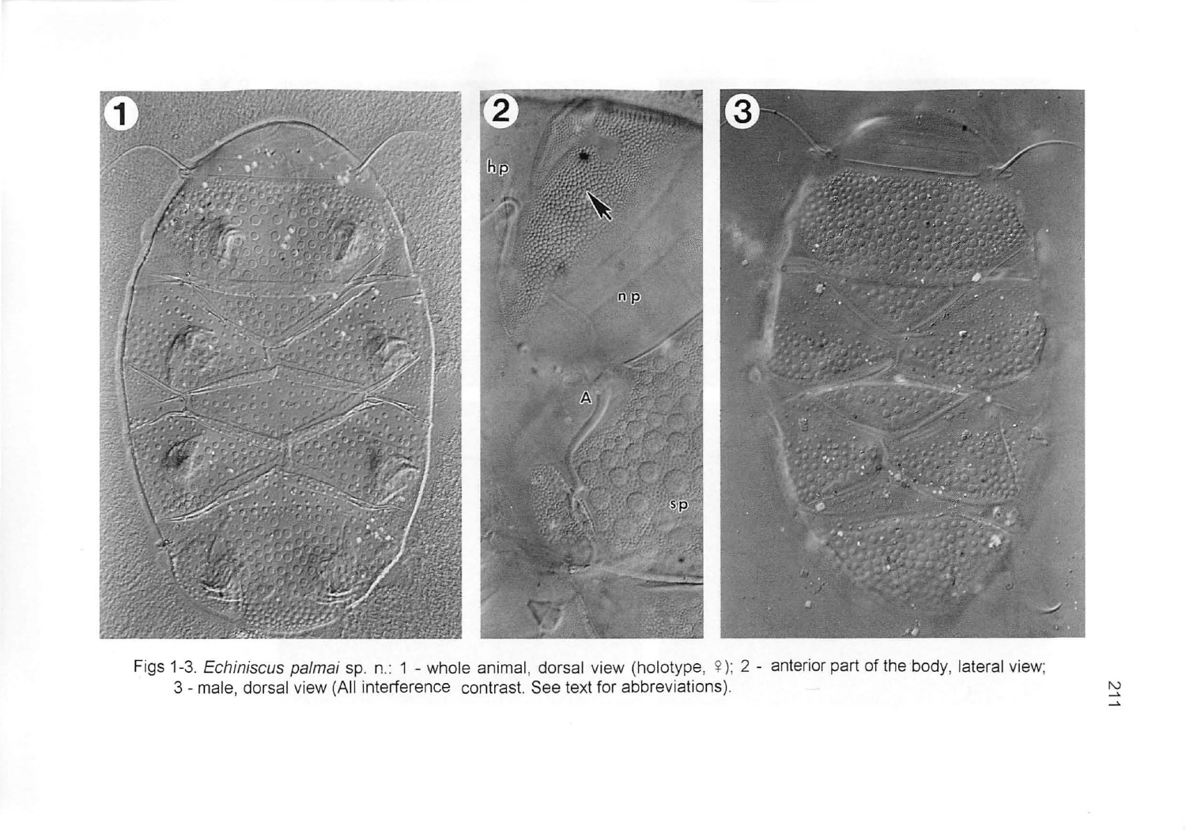Figs 1-3. *Echiniscus palmai* sp. n.: 1 - whole animal, dorsal view (holotype, ♀); 2 - anterior part of the body, lateral view; 3 - male, dorsal view (All interference contrast. See text for abbreviations).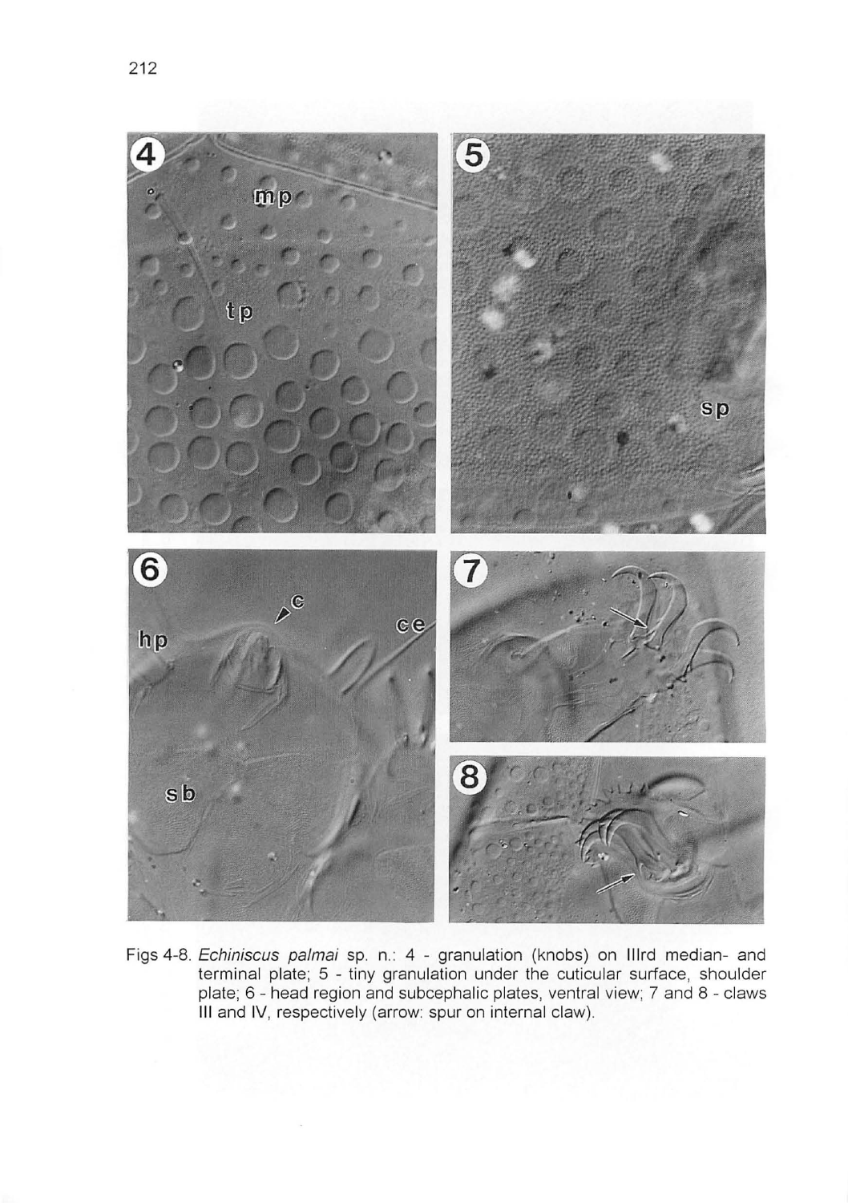Figs 4-8. *Echiniscus palmai* sp. n.: 4 - granulation (knobs) on IIIrd median- and terminal plate; 5 - tiny granulation under the cuticular surface, shoulder plate; 6 - head region and subcephalic plates, ventral view; 7 and 8 - claws III and IV, respectively (arrow: spur on internal claw).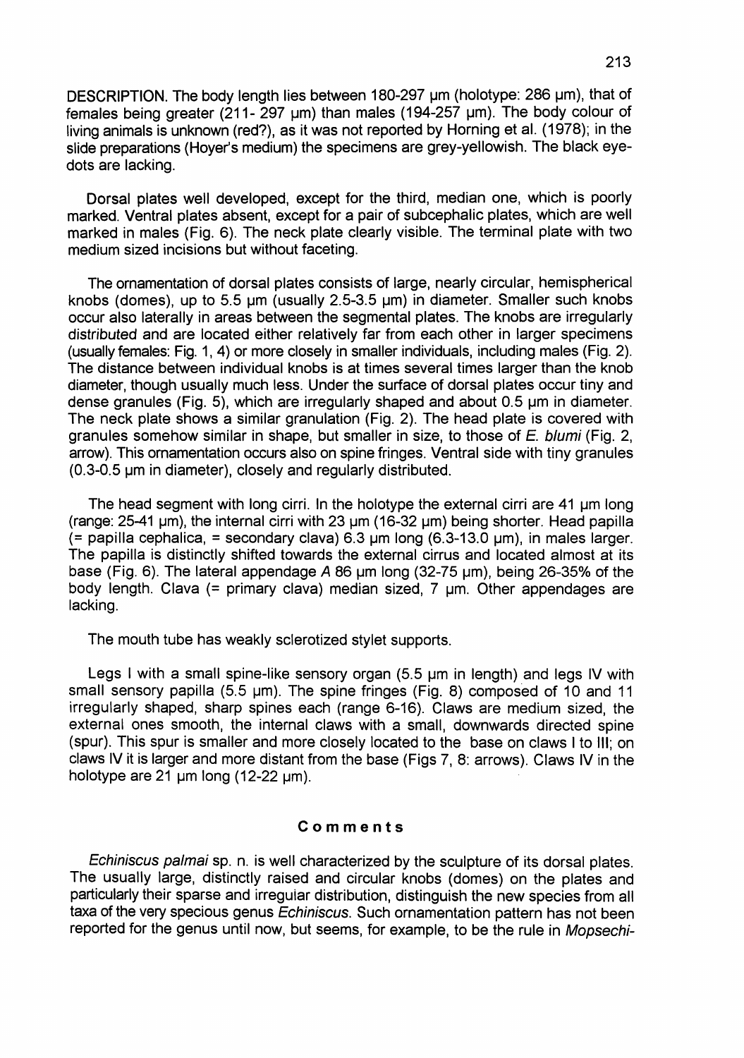DESCRIPTION. The body length lies between 180-297 µm (holotype: 286 µm), that of females being greater (211- 297 µm) than males (194-257 µm). The body colour of living animals is unknown (red?), as it was not reported by Horning et al. (1978); in the slide preparations (Hoyer's medium) the specimens are grey-yellowish. The black eye-dots are lacking.

Dorsal plates well developed, except for the third, median one, which is poorly marked. Ventral plates absent, except for a pair of subcephalic plates, which are well marked in males (Fig. 6). The neck plate clearly visible. The terminal plate with two medium sized incisions but without faceting.

The ornamentation of dorsal plates consists of large, nearly circular, hemispherical knobs (domes), up to 5.5 µm (usually 2.5-3.5 µm) in diameter. Smaller such knobs occur also laterally in areas between the segmental plates. The knobs are irregularly distributed and are located either relatively far from each other in larger specimens (usually females: Fig. 1, 4) or more closely in smaller individuals, including males (Fig. 2). The distance between individual knobs is at times several times larger than the knob diameter, though usually much less. Under the surface of dorsal plates occur tiny and dense granules (Fig. 5), which are irregularly shaped and about 0.5 µm in diameter. The neck plate shows a similar granulation (Fig. 2). The head plate is covered with granules somehow similar in shape, but smaller in size, to those of *E. blumi* (Fig. 2, arrow). This ornamentation occurs also on spine fringes. Ventral side with tiny granules (0.3-0.5 µm in diameter), closely and regularly distributed.

The head segment with long cirri. In the holotype the external cirri are 41 µm long (range: 25-41 µm), the internal cirri with 23 µm (16-32 µm) being shorter. Head papilla (= papilla cephalica, = secondary clava) 6.3 µm long (6.3-13.0 µm), in males larger. The papilla is distinctly shifted towards the external cirrus and located almost at its base (Fig. 6). The lateral appendage *A* 86 µm long (32-75 µm), being 26-35% of the body length. Clava (= primary clava) median sized, 7 µm. Other appendages are lacking.

The mouth tube has weakly sclerotized stylet supports.

Legs I with a small spine-like sensory organ (5.5 µm in length) and legs IV with small sensory papilla (5.5 µm). The spine fringes (Fig. 8) composed of 10 and 11 irregularly shaped, sharp spines each (range 6-16). Claws are medium sized, the external ones smooth, the internal claws with a small, downwards directed spine (spur). This spur is smaller and more closely located to the base on claws I to III; on claws IV it is larger and more distant from the base (Figs 7, 8: arrows). Claws IV in the holotype are 21 µm long (12-22 µm).

## Comments

*Echiniscus palmai* sp. n. is well characterized by the sculpture of its dorsal plates. The usually large, distinctly raised and circular knobs (domes) on the plates and particularly their sparse and irregular distribution, distinguish the new species from all taxa of the very specious genus *Echiniscus*. Such ornamentation pattern has not been reported for the genus until now, but seems, for example, to be the rule in *Mopsechi-*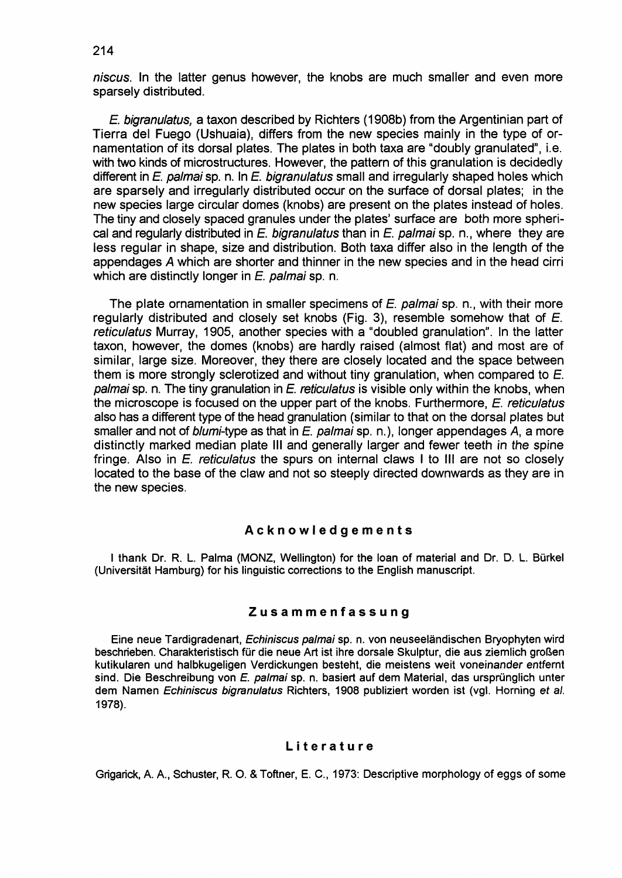*niscus*. In the latter genus however, the knobs are much smaller and even more sparsely distributed.

*E. bigranulatus*, a taxon described by Richters (1908b) from the Argentinian part of Tierra del Fuego (Ushuaia), differs from the new species mainly in the type of ornamentation of its dorsal plates. The plates in both taxa are "doubly granulated", i.e. with two kinds of microstructures. However, the pattern of this granulation is decidedly different in *E. palmai* sp. n. In *E. bigranulatus* small and irregularly shaped holes which are sparsely and irregularly distributed occur on the surface of dorsal plates; in the new species large circular domes (knobs) are present on the plates instead of holes. The tiny and closely spaced granules under the plates' surface are both more spherical and regularly distributed in *E. bigranulatus* than in *E. palmai* sp. n., where they are less regular in shape, size and distribution. Both taxa differ also in the length of the appendages *A* which are shorter and thinner in the new species and in the head cirri which are distinctly longer in *E. palmai* sp. n.

The plate ornamentation in smaller specimens of *E. palmai* sp. n., with their more regularly distributed and closely set knobs (Fig. 3), resemble somehow that of *E. reticulatus* Murray, 1905, another species with a "doubled granulation". In the latter taxon, however, the domes (knobs) are hardly raised (almost flat) and most are of similar, large size. Moreover, they there are closely located and the space between them is more strongly sclerotized and without tiny granulation, when compared to *E. palmai* sp. n. The tiny granulation in *E. reticulatus* is visible only within the knobs, when the microscope is focused on the upper part of the knobs. Furthermore, *E. reticulatus* also has a different type of the head granulation (similar to that on the dorsal plates but smaller and not of *blumi*-type as that in *E. palmai* sp. n.), longer appendages *A*, a more distinctly marked median plate III and generally larger and fewer teeth in the spine fringe. Also in *E. reticulatus* the spurs on internal claws I to III are not so closely located to the base of the claw and not so steeply directed downwards as they are in the new species.

## Acknowledgements

I thank Dr. R. L. Palma (MONZ, Wellington) for the loan of material and Dr. D. L. Bürkel (Universität Hamburg) for his linguistic corrections to the English manuscript.

## Zusammenfassung

Eine neue Tardigradenart, *Echiniscus palmai* sp. n. von neuseeländischen Bryophyten wird beschrieben. Charakteristisch für die neue Art ist ihre dorsale Skulptur, die aus ziemlich großen kutikularen und halbkugeligen Verdickungen besteht, die meistens weit voneinander entfernt sind. Die Beschreibung von *E. palmai* sp. n. basiert auf dem Material, das ursprünglich unter dem Namen *Echiniscus bigranulatus* Richters, 1908 publiziert worden ist (vgl. Horning *et al.* 1978).

## Literature

Grigarick, A. A., Schuster, R. O. & Toftner, E. C., 1973: Descriptive morphology of eggs of some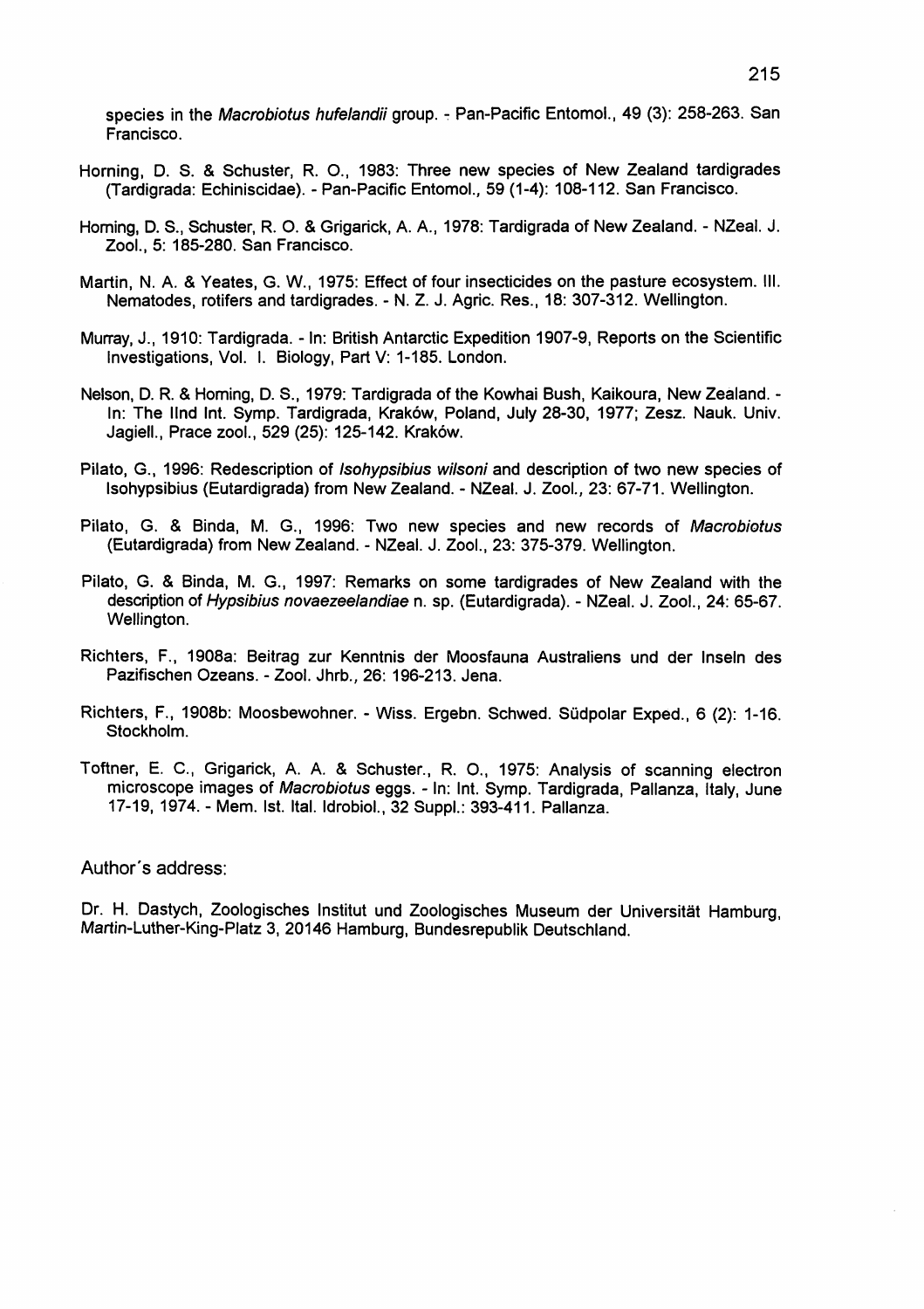species in the *Macrobiotus hufelandii* group. - Pan-Pacific Entomol., 49 (3): 258-263. San Francisco.

Horning, D. S. & Schuster, R. O., 1983: Three new species of New Zealand tardigrades (Tardigrada: Echiniscidae). - Pan-Pacific Entomol., 59 (1-4): 108-112. San Francisco.

Horning, D. S., Schuster, R. O. & Grigarick, A. A., 1978: Tardigrada of New Zealand. - NZeal. J. Zool., 5: 185-280. San Francisco.

Martin, N. A. & Yeates, G. W., 1975: Effect of four insecticides on the pasture ecosystem. III. Nematodes, rotifers and tardigrades. - N. Z. J. Agric. Res., 18: 307-312. Wellington.

Murray, J., 1910: Tardigrada. - In: British Antarctic Expedition 1907-9, Reports on the Scientific Investigations, Vol. I. Biology, Part V: 1-185. London.

Nelson, D. R. & Horning, D. S., 1979: Tardigrada of the Kowhai Bush, Kaikoura, New Zealand. - In: The IInd Int. Symp. Tardigrada, Kraków, Poland, July 28-30, 1977; Zesz. Nauk. Univ. Jagiell., Prace zool., 529 (25): 125-142. Kraków.

Pilato, G., 1996: Redescription of *Isohypsibius wilsoni* and description of two new species of Isohypsibius (Eutardigrada) from New Zealand. - NZeal. J. Zool., 23: 67-71. Wellington.

Pilato, G. & Binda, M. G., 1996: Two new species and new records of *Macrobiotus* (Eutardigrada) from New Zealand. - NZeal. J. Zool., 23: 375-379. Wellington.

Pilato, G. & Binda, M. G., 1997: Remarks on some tardigrades of New Zealand with the description of *Hypsibius novaezeelandiae* n. sp. (Eutardigrada). - NZeal. J. Zool., 24: 65-67. Wellington.

Richters, F., 1908a: Beitrag zur Kenntnis der Moosfauna Australiens und der Inseln des Pazifischen Ozeans. - Zool. Jhrb., 26: 196-213. Jena.

Richters, F., 1908b: Moosbewohner. - Wiss. Ergebn. Schwed. Südpolar Exped., 6 (2): 1-16. Stockholm.

Toftner, E. C., Grigarick, A. A. & Schuster., R. O., 1975: Analysis of scanning electron microscope images of *Macrobiotus* eggs. - In: Int. Symp. Tardigrada, Pallanza, Italy, June 17-19, 1974. - Mem. Ist. Ital. Idrobiol., 32 Suppl.: 393-411. Pallanza.

## Author's address:

Dr. H. Dastych, Zoologisches Institut und Zoologisches Museum der Universität Hamburg, Martin-Luther-King-Platz 3, 20146 Hamburg, Bundesrepublik Deutschland.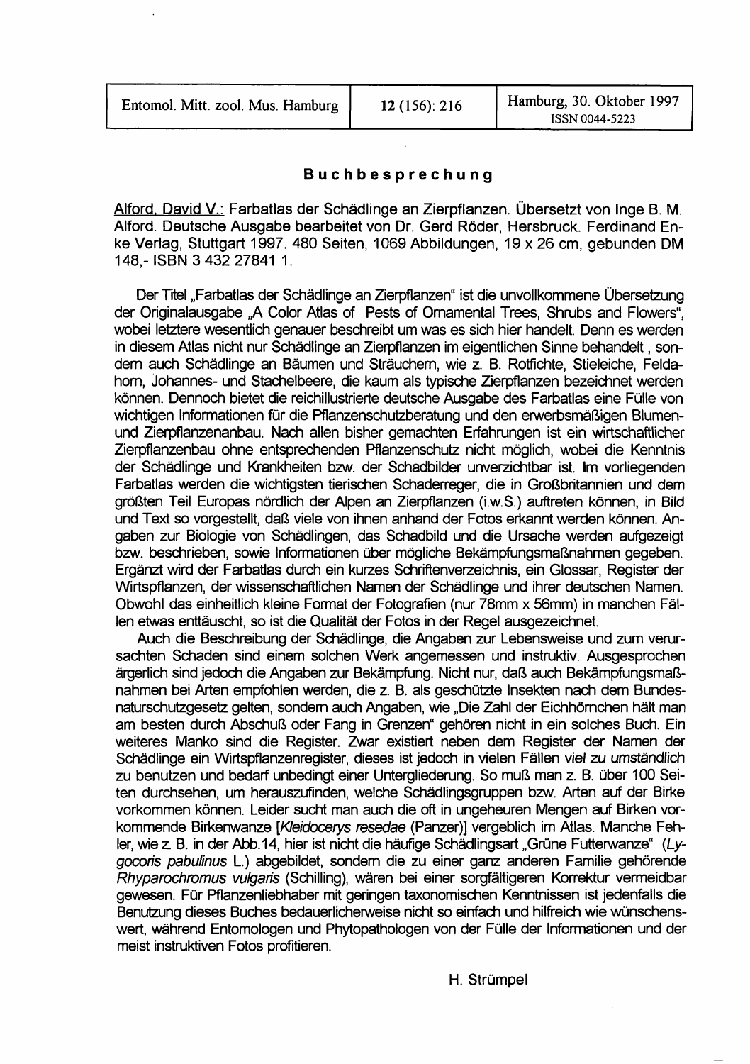## Buchbesprechung

Alford, David V.: Farbatlas der Schädlinge an Zierpflanzen. Übersetzt von Inge B. M. Alford. Deutsche Ausgabe bearbeitet von Dr. Gerd Röder, Hersbruck. Ferdinand Enke Verlag, Stuttgart 1997. 480 Seiten, 1069 Abbildungen, 19 x 26 cm, gebunden DM 148,- ISBN 3 432 27841 1.

Der Titel „Farbatlas der Schädlinge an Zierpflanzen" ist die unvollkommene Übersetzung der Originalausgabe „A Color Atlas of Pests of Ornamental Trees, Shrubs and Flowers", wobei letztere wesentlich genauer beschreibt um was es sich hier handelt. Denn es werden in diesem Atlas nicht nur Schädlinge an Zierpflanzen im eigentlichen Sinne behandelt, sondern auch Schädlinge an Bäumen und Sträuchern, wie z. B. Rotfichte, Stieleiche, Feldahorn, Johannes- und Stachelbeere, die kaum als typische Zierpflanzen bezeichnet werden können. Dennoch bietet die reichillustrierte deutsche Ausgabe des Farbatlas eine Fülle von wichtigen Informationen für die Pflanzenschutzberatung und den erwerbsmäßigen Blumen- und Zierpflanzenanbau. Nach allen bisher gemachten Erfahrungen ist ein wirtschaftlicher Zierpflanzenbau ohne entsprechenden Pflanzenschutz nicht möglich, wobei die Kenntnis der Schädlinge und Krankheiten bzw. der Schadbilder unverzichtbar ist. Im vorliegenden Farbatlas werden die wichtigsten tierischen Schaderreger, die in Großbritannien und dem größten Teil Europas nördlich der Alpen an Zierpflanzen (i.w.S.) auftreten können, in Bild und Text so vorgestellt, daß viele von ihnen anhand der Fotos erkannt werden können. Angaben zur Biologie von Schädlingen, das Schadbild und die Ursache werden aufgezeigt bzw. beschrieben, sowie Informationen über mögliche Bekämpfungsmaßnahmen gegeben. Ergänzt wird der Farbatlas durch ein kurzes Schriftenverzeichnis, ein Glossar, Register der Wirtspflanzen, der wissenschaftlichen Namen der Schädlinge und ihrer deutschen Namen. Obwohl das einheitlich kleine Format der Fotografien (nur 78mm x 56mm) in manchen Fällen etwas enttäuscht, so ist die Qualität der Fotos in der Regel ausgezeichnet.

Auch die Beschreibung der Schädlinge, die Angaben zur Lebensweise und zum verursachten Schaden sind einem solchen Werk angemessen und instruktiv. Ausgesprochen ärgerlich sind jedoch die Angaben zur Bekämpfung. Nicht nur, daß auch Bekämpfungsmaßnahmen bei Arten empfohlen werden, die z. B. als geschützte Insekten nach dem Bundesnaturschutzgesetz gelten, sondern auch Angaben, wie „Die Zahl der Eichhörnchen hält man am besten durch Abschuß oder Fang in Grenzen" gehören nicht in ein solches Buch. Ein weiteres Manko sind die Register. Zwar existiert neben dem Register der Namen der Schädlinge ein Wirtspflanzenregister, dieses ist jedoch in vielen Fällen *viel zu umständlich* zu benutzen und bedarf unbedingt einer Untergliederung. So muß man z. B. über 100 Seiten durchsehen, um herauszufinden, welche Schädlingsgruppen bzw. Arten auf der Birke vorkommen können. Leider sucht man auch die oft in ungeheuren Mengen auf Birken vorkommende Birkenwanze [*Kleidocerys resedae* (Panzer)] vergeblich im Atlas. Manche Fehler, wie z. B. in der Abb.14, hier ist nicht die häufige Schädlingsart „Grüne Futterwanze" (*Lygocoris pabulinus* L.) abgebildet, sondern die zu einer ganz anderen Familie gehörende *Rhyparochromus vulgaris* (Schilling), wären bei einer sorgfältigeren Korrektur vermeidbar gewesen. Für Pflanzenliebhaber mit geringen taxonomischen Kenntnissen ist jedenfalls die Benutzung dieses Buches bedauerlicherweise nicht so einfach und hilfreich wie wünschenswert, während Entomologen und Phytopathologen von der Fülle der Informationen und der meist instruktiven Fotos profitieren.

H. Strümpel